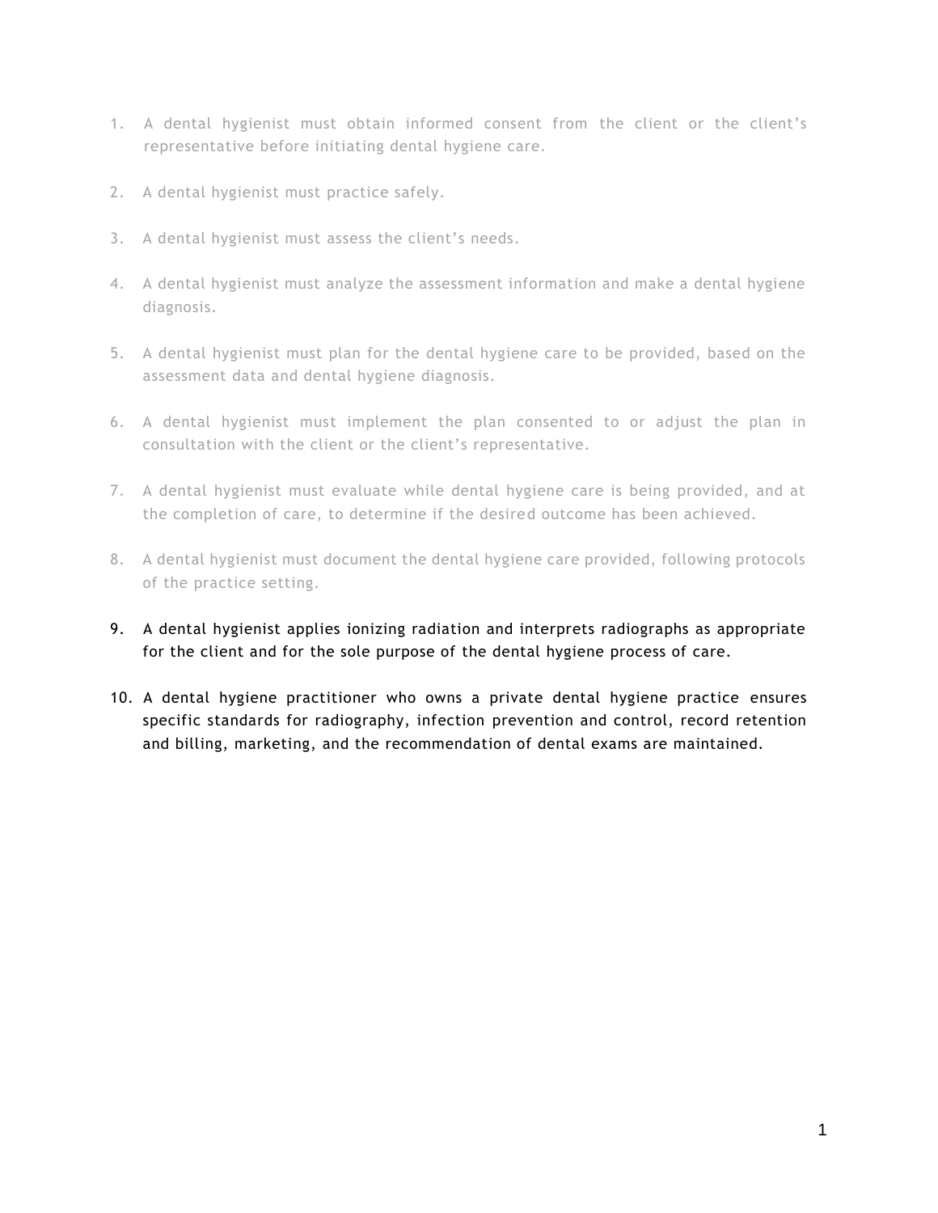1. A dental hygienist must obtain informed consent from the client or the client's representative before initiating dental hygiene care.

2. A dental hygienist must practice safely.

3. A dental hygienist must assess the client's needs.

4. A dental hygienist must analyze the assessment information and make a dental hygiene diagnosis.

5. A dental hygienist must plan for the dental hygiene care to be provided, based on the assessment data and dental hygiene diagnosis.

6. A dental hygienist must implement the plan consented to or adjust the plan in consultation with the client or the client's representative.

7. A dental hygienist must evaluate while dental hygiene care is being provided, and at the completion of care, to determine if the desired outcome has been achieved.

8. A dental hygienist must document the dental hygiene care provided, following protocols of the practice setting.

9. A dental hygienist applies ionizing radiation and interprets radiographs as appropriate for the client and for the sole purpose of the dental hygiene process of care.

10. A dental hygiene practitioner who owns a private dental hygiene practice ensures specific standards for radiography, infection prevention and control, record retention and billing, marketing, and the recommendation of dental exams are maintained.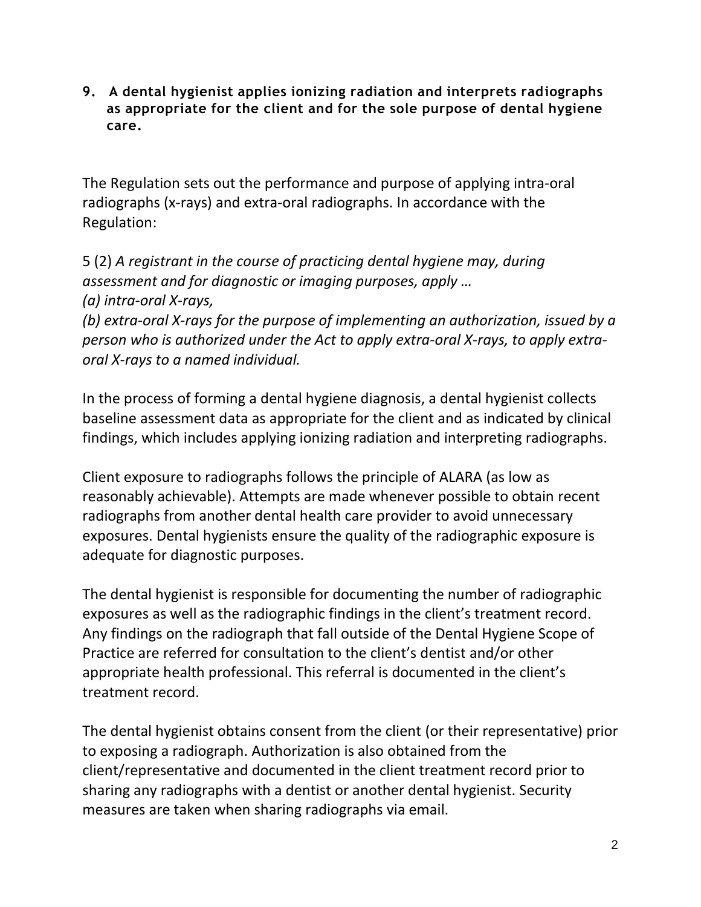**9. A dental hygienist applies ionizing radiation and interprets radiographs as appropriate for the client and for the sole purpose of dental hygiene care.**

The Regulation sets out the performance and purpose of applying intra-oral radiographs (x-rays) and extra-oral radiographs. In accordance with the Regulation:

5 (2) *A registrant in the course of practicing dental hygiene may, during assessment and for diagnostic or imaging purposes, apply …*
*(a) intra-oral X-rays,*
*(b) extra-oral X-rays for the purpose of implementing an authorization, issued by a person who is authorized under the Act to apply extra-oral X-rays, to apply extra-oral X-rays to a named individual.*

In the process of forming a dental hygiene diagnosis, a dental hygienist collects baseline assessment data as appropriate for the client and as indicated by clinical findings, which includes applying ionizing radiation and interpreting radiographs.

Client exposure to radiographs follows the principle of ALARA (as low as reasonably achievable). Attempts are made whenever possible to obtain recent radiographs from another dental health care provider to avoid unnecessary exposures. Dental hygienists ensure the quality of the radiographic exposure is adequate for diagnostic purposes.

The dental hygienist is responsible for documenting the number of radiographic exposures as well as the radiographic findings in the client's treatment record. Any findings on the radiograph that fall outside of the Dental Hygiene Scope of Practice are referred for consultation to the client's dentist and/or other appropriate health professional. This referral is documented in the client's treatment record.

The dental hygienist obtains consent from the client (or their representative) prior to exposing a radiograph. Authorization is also obtained from the client/representative and documented in the client treatment record prior to sharing any radiographs with a dentist or another dental hygienist. Security measures are taken when sharing radiographs via email.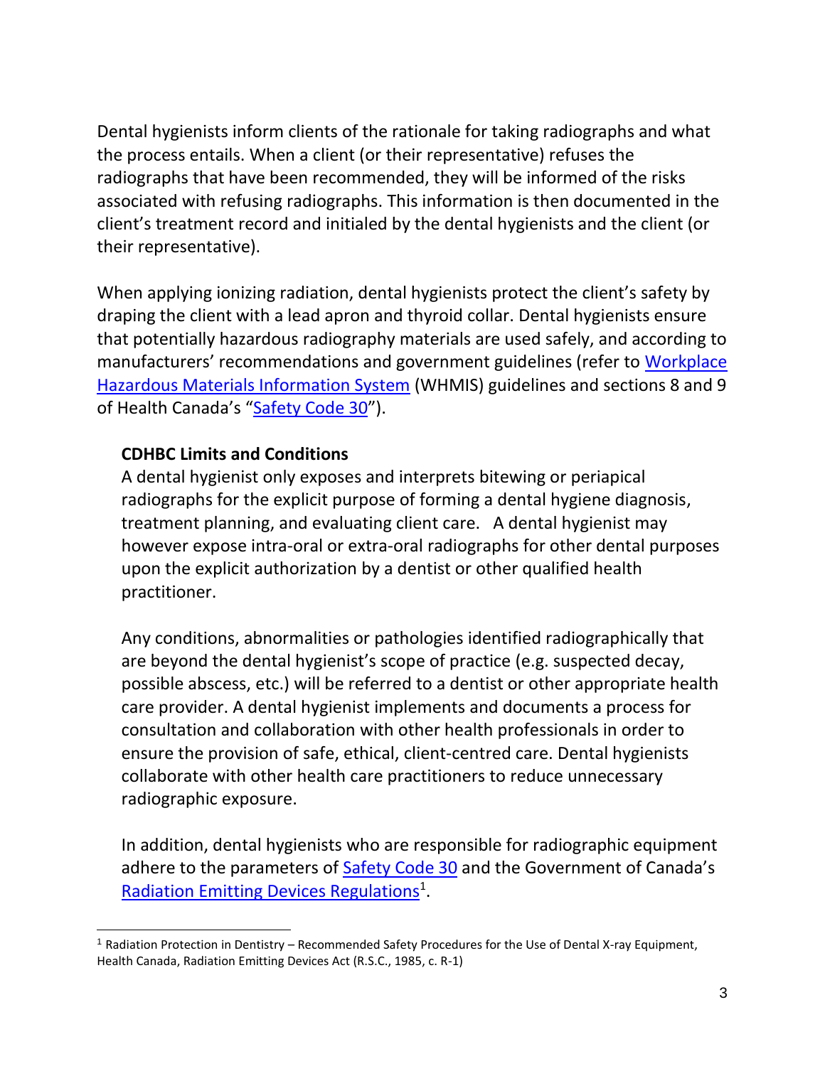Dental hygienists inform clients of the rationale for taking radiographs and what the process entails. When a client (or their representative) refuses the radiographs that have been recommended, they will be informed of the risks associated with refusing radiographs. This information is then documented in the client's treatment record and initialed by the dental hygienists and the client (or their representative).

When applying ionizing radiation, dental hygienists protect the client's safety by draping the client with a lead apron and thyroid collar. Dental hygienists ensure that potentially hazardous radiography materials are used safely, and according to manufacturers' recommendations and government guidelines (refer to Workplace Hazardous Materials Information System (WHMIS) guidelines and sections 8 and 9 of Health Canada's "Safety Code 30").

**CDHBC Limits and Conditions**

A dental hygienist only exposes and interprets bitewing or periapical radiographs for the explicit purpose of forming a dental hygiene diagnosis, treatment planning, and evaluating client care. A dental hygienist may however expose intra-oral or extra-oral radiographs for other dental purposes upon the explicit authorization by a dentist or other qualified health practitioner.

Any conditions, abnormalities or pathologies identified radiographically that are beyond the dental hygienist's scope of practice (e.g. suspected decay, possible abscess, etc.) will be referred to a dentist or other appropriate health care provider. A dental hygienist implements and documents a process for consultation and collaboration with other health professionals in order to ensure the provision of safe, ethical, client-centred care. Dental hygienists collaborate with other health care practitioners to reduce unnecessary radiographic exposure.

In addition, dental hygienists who are responsible for radiographic equipment adhere to the parameters of Safety Code 30 and the Government of Canada's Radiation Emitting Devices Regulations[1].

---

[1] Radiation Protection in Dentistry – Recommended Safety Procedures for the Use of Dental X-ray Equipment, Health Canada, Radiation Emitting Devices Act (R.S.C., 1985, c. R-1)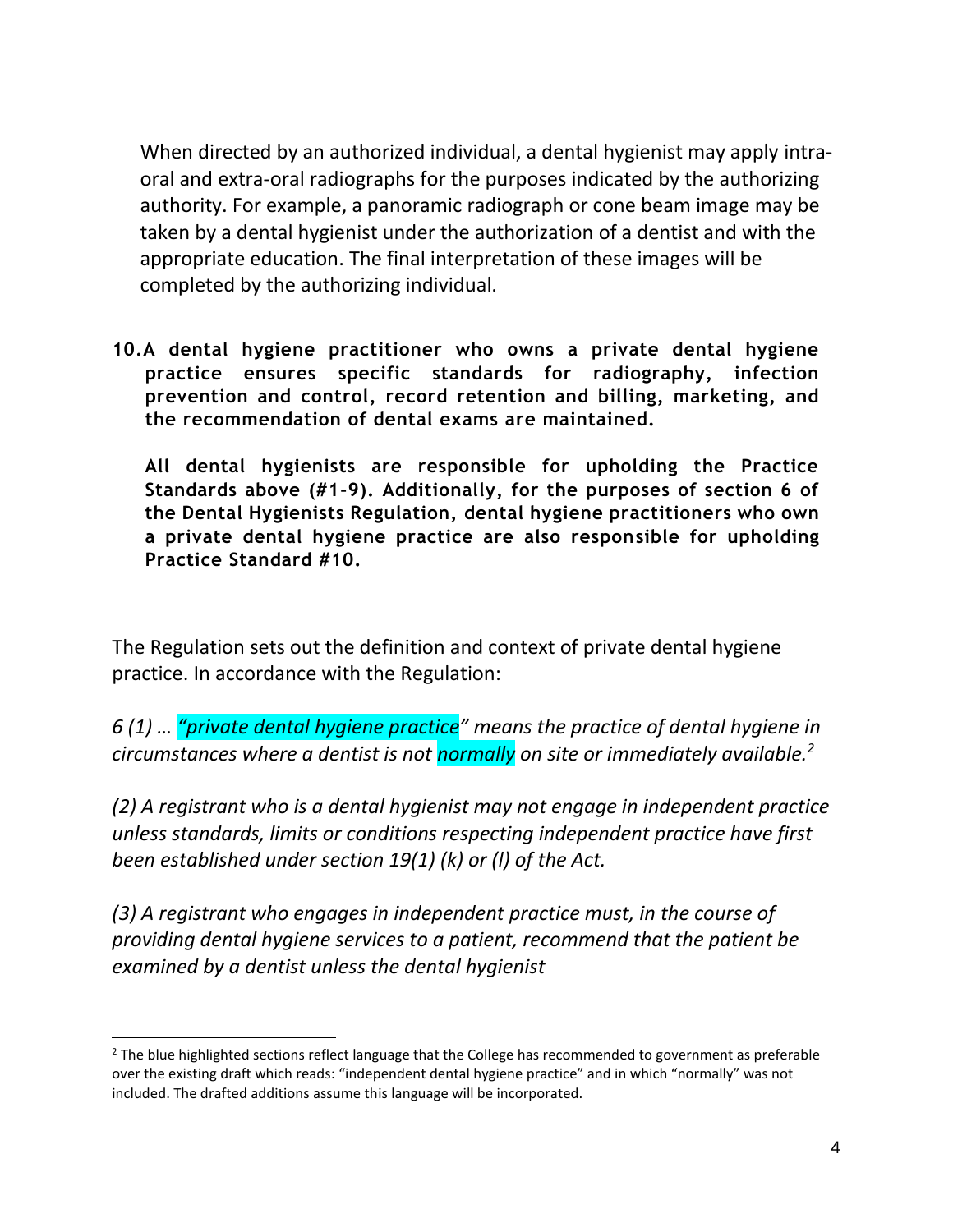When directed by an authorized individual, a dental hygienist may apply intra-oral and extra-oral radiographs for the purposes indicated by the authorizing authority. For example, a panoramic radiograph or cone beam image may be taken by a dental hygienist under the authorization of a dentist and with the appropriate education. The final interpretation of these images will be completed by the authorizing individual.

**10. A dental hygiene practitioner who owns a private dental hygiene practice ensures specific standards for radiography, infection prevention and control, record retention and billing, marketing, and the recommendation of dental exams are maintained.**

**All dental hygienists are responsible for upholding the Practice Standards above (#1-9). Additionally, for the purposes of section 6 of the Dental Hygienists Regulation, dental hygiene practitioners who own a private dental hygiene practice are also responsible for upholding Practice Standard #10.**

The Regulation sets out the definition and context of private dental hygiene practice. In accordance with the Regulation:

*6 (1) … "private dental hygiene practice" means the practice of dental hygiene in circumstances where a dentist is not normally on site or immediately available.*[2]

*(2) A registrant who is a dental hygienist may not engage in independent practice unless standards, limits or conditions respecting independent practice have first been established under section 19(1) (k) or (l) of the Act.*

*(3) A registrant who engages in independent practice must, in the course of providing dental hygiene services to a patient, recommend that the patient be examined by a dentist unless the dental hygienist*

---

[2] The blue highlighted sections reflect language that the College has recommended to government as preferable over the existing draft which reads: "independent dental hygiene practice" and in which "normally" was not included. The drafted additions assume this language will be incorporated.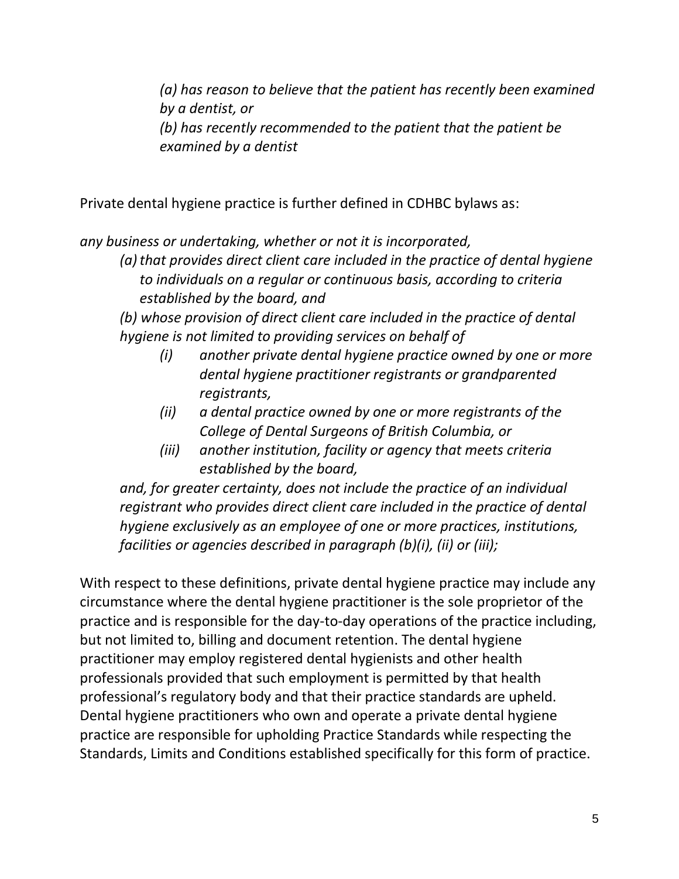*(a) has reason to believe that the patient has recently been examined by a dentist, or*

*(b) has recently recommended to the patient that the patient be examined by a dentist*

Private dental hygiene practice is further defined in CDHBC bylaws as:

*any business or undertaking, whether or not it is incorporated,*

*(a) that provides direct client care included in the practice of dental hygiene to individuals on a regular or continuous basis, according to criteria established by the board, and*

*(b) whose provision of direct client care included in the practice of dental hygiene is not limited to providing services on behalf of*

- *(i) another private dental hygiene practice owned by one or more dental hygiene practitioner registrants or grandparented registrants,*
- *(ii) a dental practice owned by one or more registrants of the College of Dental Surgeons of British Columbia, or*
- *(iii) another institution, facility or agency that meets criteria established by the board,*

*and, for greater certainty, does not include the practice of an individual registrant who provides direct client care included in the practice of dental hygiene exclusively as an employee of one or more practices, institutions, facilities or agencies described in paragraph (b)(i), (ii) or (iii);*

With respect to these definitions, private dental hygiene practice may include any circumstance where the dental hygiene practitioner is the sole proprietor of the practice and is responsible for the day-to-day operations of the practice including, but not limited to, billing and document retention. The dental hygiene practitioner may employ registered dental hygienists and other health professionals provided that such employment is permitted by that health professional's regulatory body and that their practice standards are upheld. Dental hygiene practitioners who own and operate a private dental hygiene practice are responsible for upholding Practice Standards while respecting the Standards, Limits and Conditions established specifically for this form of practice.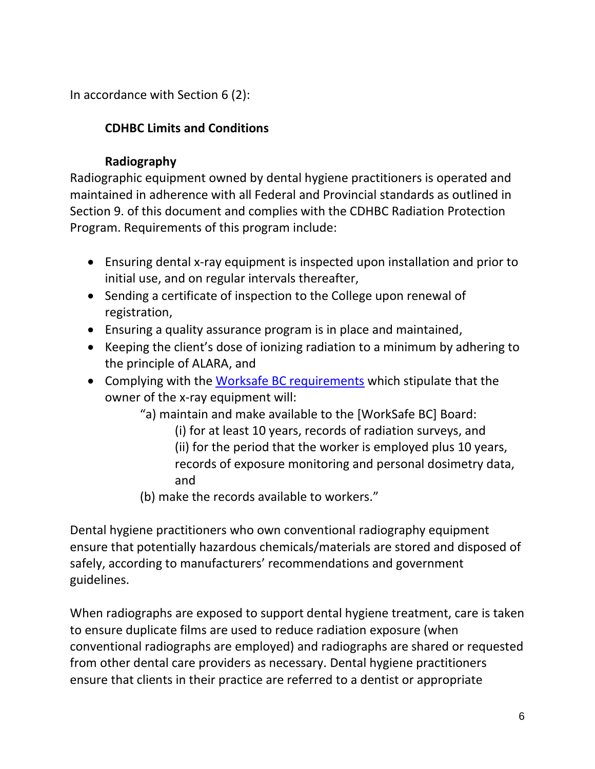In accordance with Section 6 (2):

**CDHBC Limits and Conditions**

**Radiography**

Radiographic equipment owned by dental hygiene practitioners is operated and maintained in adherence with all Federal and Provincial standards as outlined in Section 9. of this document and complies with the CDHBC Radiation Protection Program. Requirements of this program include:

- Ensuring dental x-ray equipment is inspected upon installation and prior to initial use, and on regular intervals thereafter,
- Sending a certificate of inspection to the College upon renewal of registration,
- Ensuring a quality assurance program is in place and maintained,
- Keeping the client's dose of ionizing radiation to a minimum by adhering to the principle of ALARA, and
- Complying with the Worksafe BC requirements which stipulate that the owner of the x-ray equipment will:

  "a) maintain and make available to the [WorkSafe BC] Board:

    (i) for at least 10 years, records of radiation surveys, and

    (ii) for the period that the worker is employed plus 10 years, records of exposure monitoring and personal dosimetry data, and

  (b) make the records available to workers."

Dental hygiene practitioners who own conventional radiography equipment ensure that potentially hazardous chemicals/materials are stored and disposed of safely, according to manufacturers' recommendations and government guidelines.

When radiographs are exposed to support dental hygiene treatment, care is taken to ensure duplicate films are used to reduce radiation exposure (when conventional radiographs are employed) and radiographs are shared or requested from other dental care providers as necessary. Dental hygiene practitioners ensure that clients in their practice are referred to a dentist or appropriate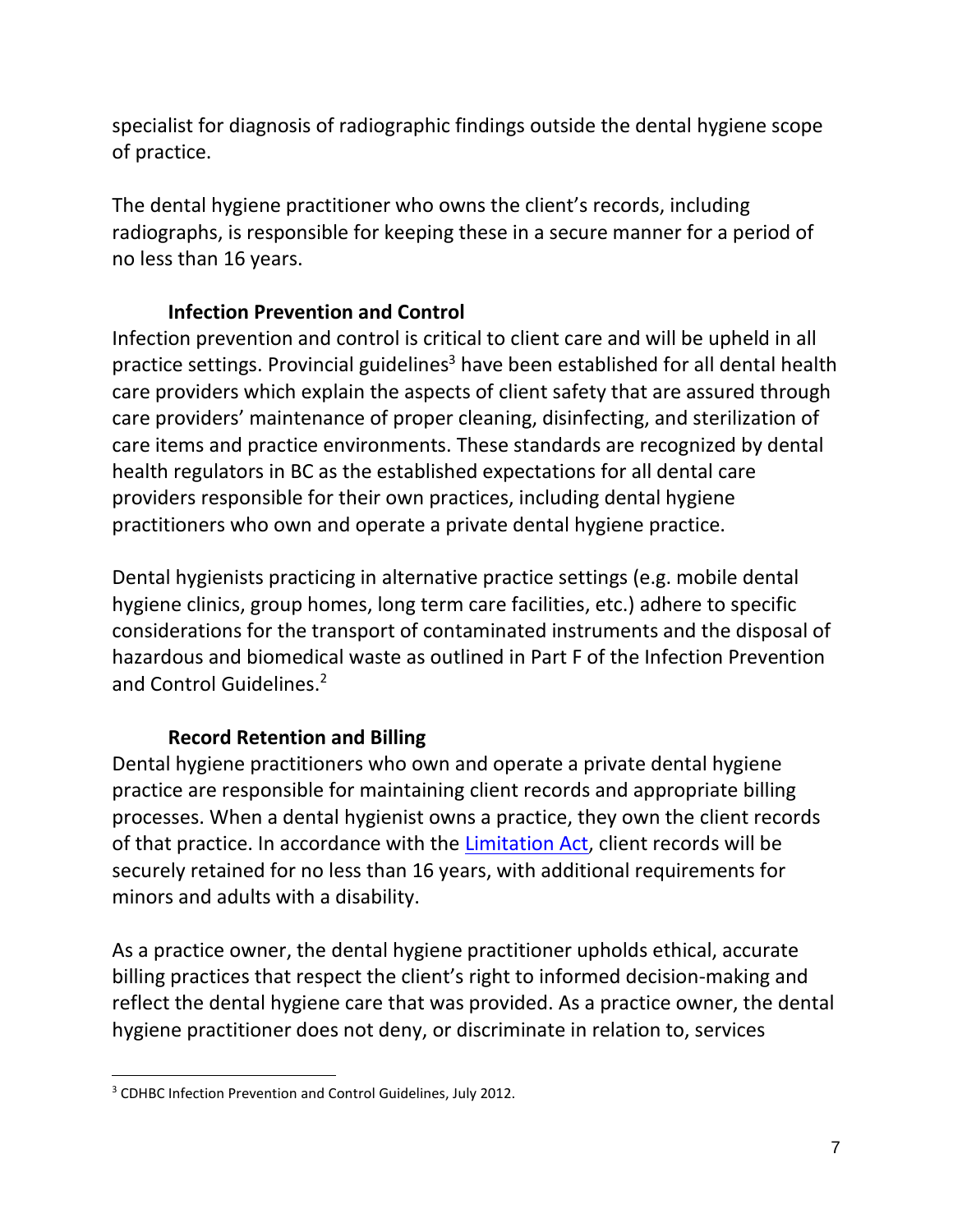specialist for diagnosis of radiographic findings outside the dental hygiene scope of practice.

The dental hygiene practitioner who owns the client's records, including radiographs, is responsible for keeping these in a secure manner for a period of no less than 16 years.

### Infection Prevention and Control

Infection prevention and control is critical to client care and will be upheld in all practice settings. Provincial guidelines[3] have been established for all dental health care providers which explain the aspects of client safety that are assured through care providers' maintenance of proper cleaning, disinfecting, and sterilization of care items and practice environments. These standards are recognized by dental health regulators in BC as the established expectations for all dental care providers responsible for their own practices, including dental hygiene practitioners who own and operate a private dental hygiene practice.

Dental hygienists practicing in alternative practice settings (e.g. mobile dental hygiene clinics, group homes, long term care facilities, etc.) adhere to specific considerations for the transport of contaminated instruments and the disposal of hazardous and biomedical waste as outlined in Part F of the Infection Prevention and Control Guidelines.[2]

### Record Retention and Billing

Dental hygiene practitioners who own and operate a private dental hygiene practice are responsible for maintaining client records and appropriate billing processes. When a dental hygienist owns a practice, they own the client records of that practice. In accordance with the Limitation Act, client records will be securely retained for no less than 16 years, with additional requirements for minors and adults with a disability.

As a practice owner, the dental hygiene practitioner upholds ethical, accurate billing practices that respect the client's right to informed decision-making and reflect the dental hygiene care that was provided. As a practice owner, the dental hygiene practitioner does not deny, or discriminate in relation to, services

[3] CDHBC Infection Prevention and Control Guidelines, July 2012.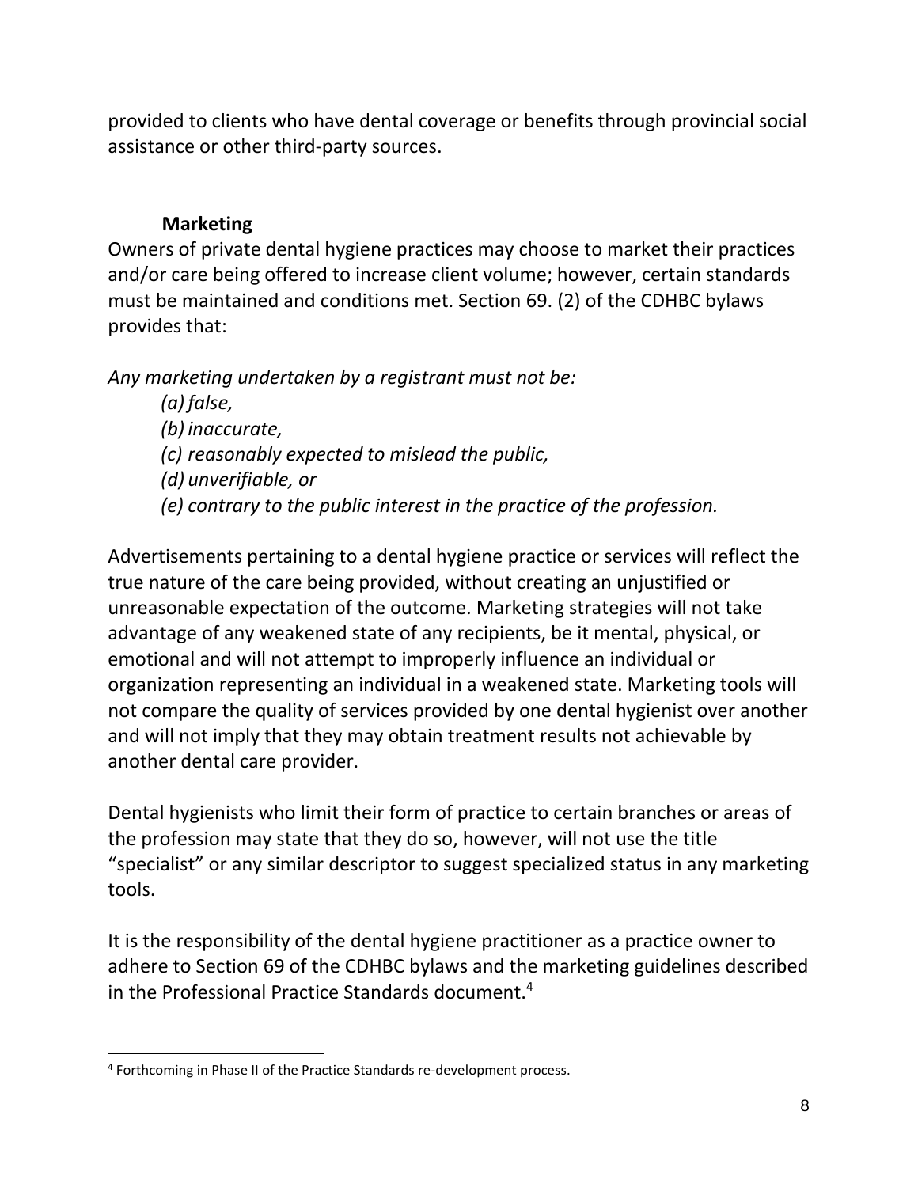provided to clients who have dental coverage or benefits through provincial social assistance or other third-party sources.

### Marketing

Owners of private dental hygiene practices may choose to market their practices and/or care being offered to increase client volume; however, certain standards must be maintained and conditions met. Section 69. (2) of the CDHBC bylaws provides that:

*Any marketing undertaken by a registrant must not be:*

> *(a) false,*
> *(b) inaccurate,*
> *(c) reasonably expected to mislead the public,*
> *(d) unverifiable, or*
> *(e) contrary to the public interest in the practice of the profession.*

Advertisements pertaining to a dental hygiene practice or services will reflect the true nature of the care being provided, without creating an unjustified or unreasonable expectation of the outcome. Marketing strategies will not take advantage of any weakened state of any recipients, be it mental, physical, or emotional and will not attempt to improperly influence an individual or organization representing an individual in a weakened state. Marketing tools will not compare the quality of services provided by one dental hygienist over another and will not imply that they may obtain treatment results not achievable by another dental care provider.

Dental hygienists who limit their form of practice to certain branches or areas of the profession may state that they do so, however, will not use the title "specialist" or any similar descriptor to suggest specialized status in any marketing tools.

It is the responsibility of the dental hygiene practitioner as a practice owner to adhere to Section 69 of the CDHBC bylaws and the marketing guidelines described in the Professional Practice Standards document.[4]

---

[4] Forthcoming in Phase II of the Practice Standards re-development process.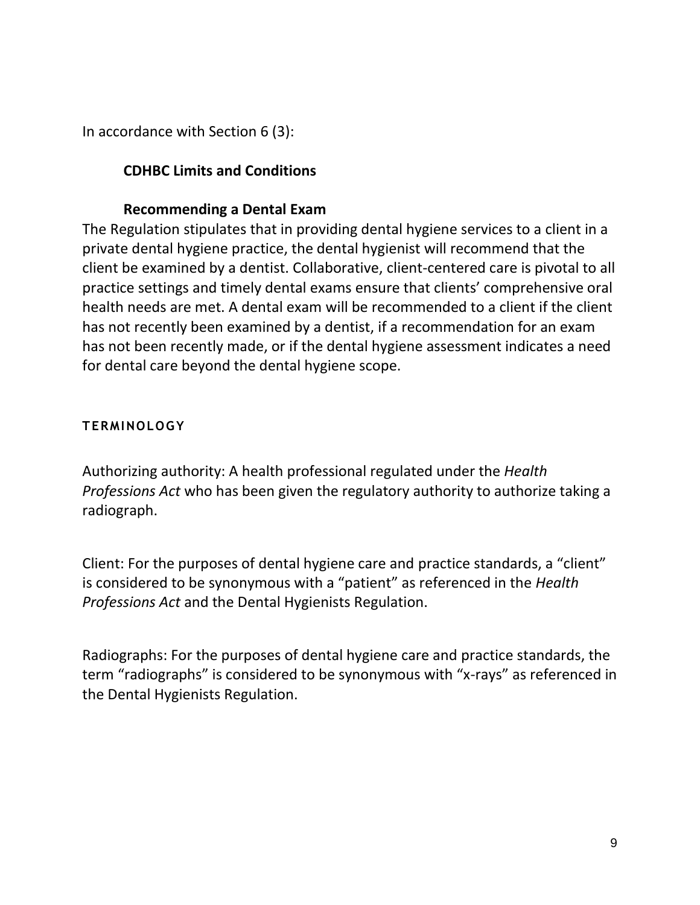In accordance with Section 6 (3):

**CDHBC Limits and Conditions**

**Recommending a Dental Exam**

The Regulation stipulates that in providing dental hygiene services to a client in a private dental hygiene practice, the dental hygienist will recommend that the client be examined by a dentist. Collaborative, client-centered care is pivotal to all practice settings and timely dental exams ensure that clients' comprehensive oral health needs are met. A dental exam will be recommended to a client if the client has not recently been examined by a dentist, if a recommendation for an exam has not been recently made, or if the dental hygiene assessment indicates a need for dental care beyond the dental hygiene scope.

## TERMINOLOGY

Authorizing authority: A health professional regulated under the *Health Professions Act* who has been given the regulatory authority to authorize taking a radiograph.

Client: For the purposes of dental hygiene care and practice standards, a "client" is considered to be synonymous with a "patient" as referenced in the *Health Professions Act* and the Dental Hygienists Regulation.

Radiographs: For the purposes of dental hygiene care and practice standards, the term "radiographs" is considered to be synonymous with "x-rays" as referenced in the Dental Hygienists Regulation.